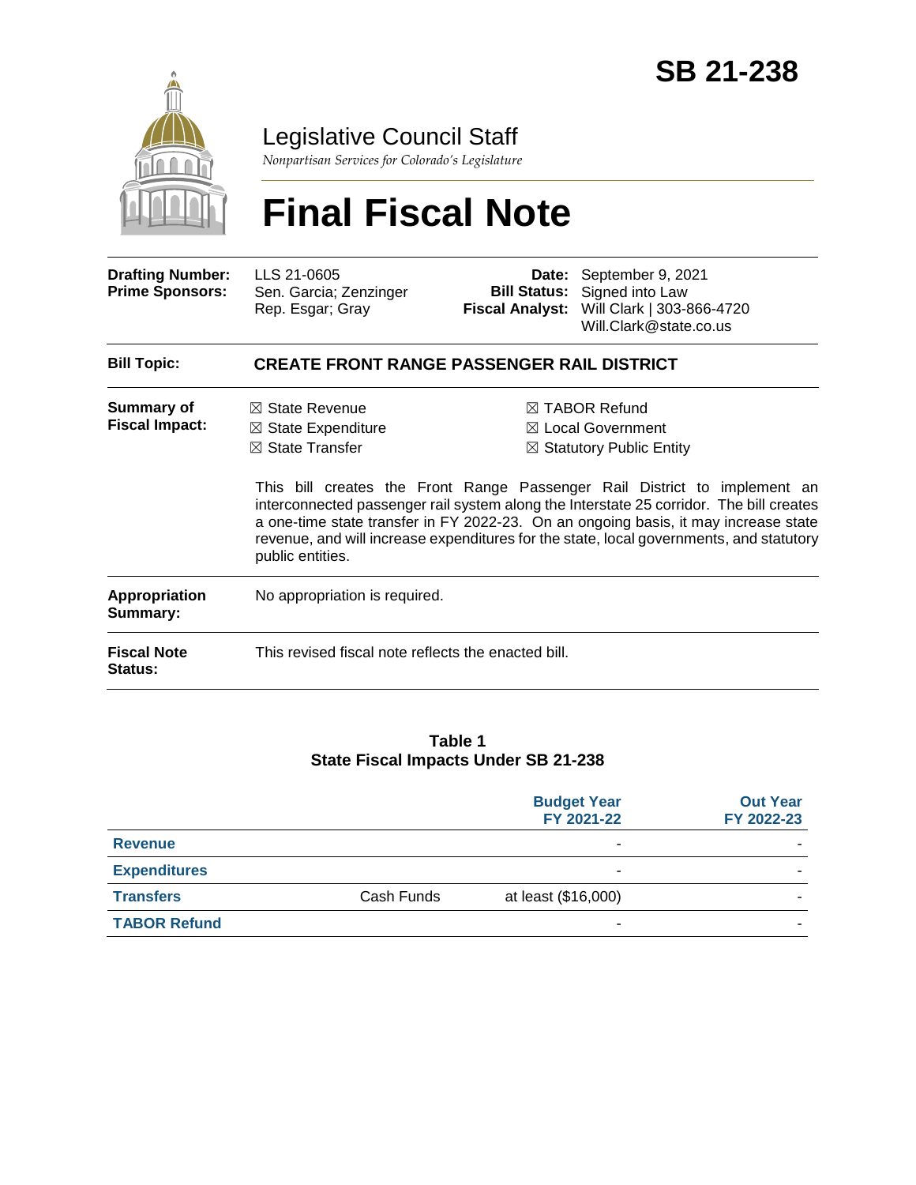# SB 21-238

## Legislative Council Staff

*Nonpartisan Services for Colorado's Legislature*

# Final Fiscal Note

| | | | |
|---|---|---|---|
| **Drafting Number:** | LLS 21-0605 | **Date:** | September 9, 2021 |
| **Prime Sponsors:** | Sen. Garcia; Zenzinger<br>Rep. Esgar; Gray | **Bill Status:** | Signed into Law |
| | | **Fiscal Analyst:** | Will Clark \| 303-866-4720<br>Will.Clark@state.co.us |

**Bill Topic:** **CREATE FRONT RANGE PASSENGER RAIL DISTRICT**

**Summary of Fiscal Impact:**

- ☒ State Revenue
- ☒ State Expenditure
- ☒ State Transfer
- ☒ TABOR Refund
- ☒ Local Government
- ☒ Statutory Public Entity

This bill creates the Front Range Passenger Rail District to implement an interconnected passenger rail system along the Interstate 25 corridor. The bill creates a one-time state transfer in FY 2022-23. On an ongoing basis, it may increase state revenue, and will increase expenditures for the state, local governments, and statutory public entities.

**Appropriation Summary:** No appropriation is required.

**Fiscal Note Status:** This revised fiscal note reflects the enacted bill.

**Table 1**
**State Fiscal Impacts Under SB 21-238**

| | | Budget Year FY 2021-22 | Out Year FY 2022-23 |
|---|---|---|---|
| **Revenue** | | - | - |
| **Expenditures** | | - | - |
| **Transfers** | Cash Funds | at least ($16,000) | - |
| **TABOR Refund** | | - | - |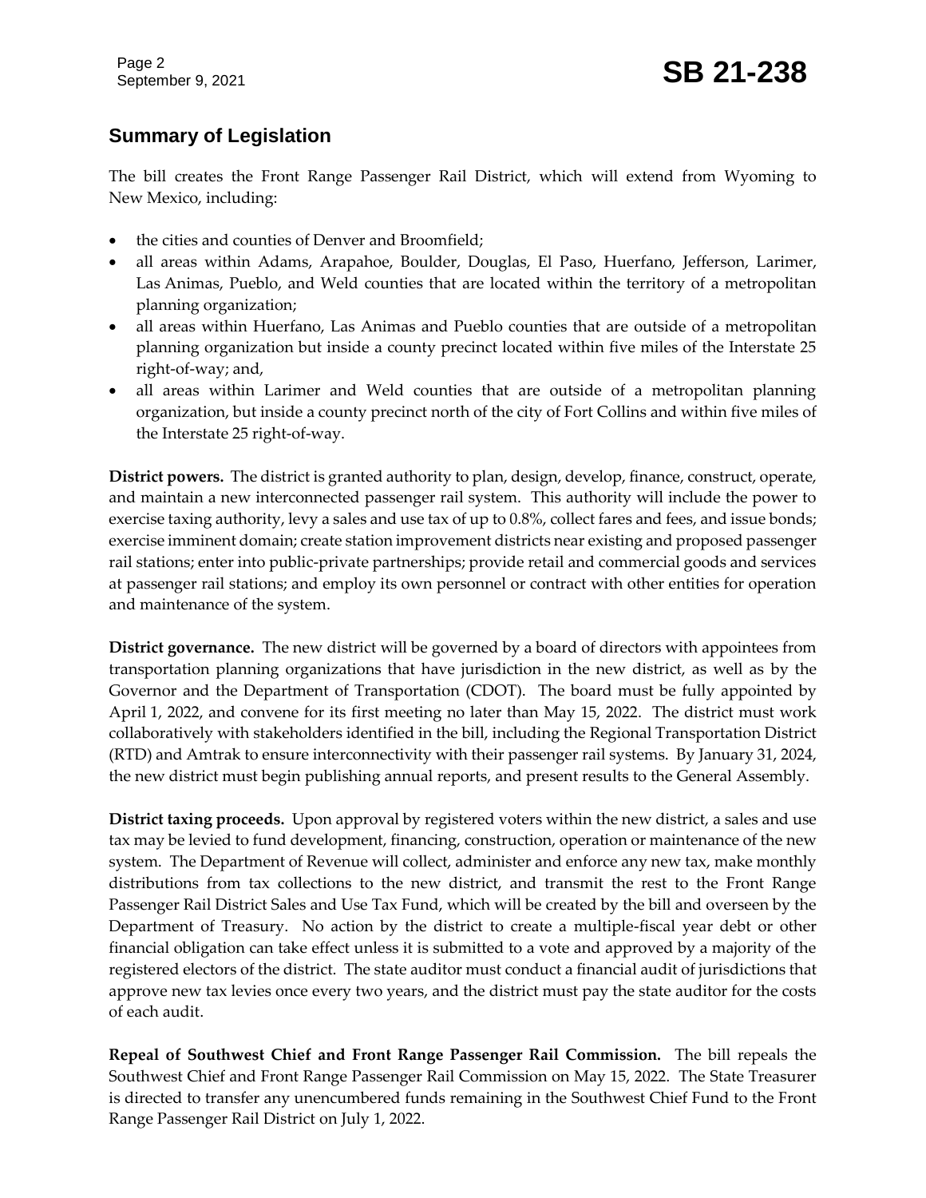## Summary of Legislation

The bill creates the Front Range Passenger Rail District, which will extend from Wyoming to New Mexico, including:

- the cities and counties of Denver and Broomfield;
- all areas within Adams, Arapahoe, Boulder, Douglas, El Paso, Huerfano, Jefferson, Larimer, Las Animas, Pueblo, and Weld counties that are located within the territory of a metropolitan planning organization;
- all areas within Huerfano, Las Animas and Pueblo counties that are outside of a metropolitan planning organization but inside a county precinct located within five miles of the Interstate 25 right-of-way; and,
- all areas within Larimer and Weld counties that are outside of a metropolitan planning organization, but inside a county precinct north of the city of Fort Collins and within five miles of the Interstate 25 right-of-way.

**District powers.** The district is granted authority to plan, design, develop, finance, construct, operate, and maintain a new interconnected passenger rail system. This authority will include the power to exercise taxing authority, levy a sales and use tax of up to 0.8%, collect fares and fees, and issue bonds; exercise imminent domain; create station improvement districts near existing and proposed passenger rail stations; enter into public-private partnerships; provide retail and commercial goods and services at passenger rail stations; and employ its own personnel or contract with other entities for operation and maintenance of the system.

**District governance.** The new district will be governed by a board of directors with appointees from transportation planning organizations that have jurisdiction in the new district, as well as by the Governor and the Department of Transportation (CDOT). The board must be fully appointed by April 1, 2022, and convene for its first meeting no later than May 15, 2022. The district must work collaboratively with stakeholders identified in the bill, including the Regional Transportation District (RTD) and Amtrak to ensure interconnectivity with their passenger rail systems. By January 31, 2024, the new district must begin publishing annual reports, and present results to the General Assembly.

**District taxing proceeds.** Upon approval by registered voters within the new district, a sales and use tax may be levied to fund development, financing, construction, operation or maintenance of the new system. The Department of Revenue will collect, administer and enforce any new tax, make monthly distributions from tax collections to the new district, and transmit the rest to the Front Range Passenger Rail District Sales and Use Tax Fund, which will be created by the bill and overseen by the Department of Treasury. No action by the district to create a multiple-fiscal year debt or other financial obligation can take effect unless it is submitted to a vote and approved by a majority of the registered electors of the district. The state auditor must conduct a financial audit of jurisdictions that approve new tax levies once every two years, and the district must pay the state auditor for the costs of each audit.

**Repeal of Southwest Chief and Front Range Passenger Rail Commission.** The bill repeals the Southwest Chief and Front Range Passenger Rail Commission on May 15, 2022. The State Treasurer is directed to transfer any unencumbered funds remaining in the Southwest Chief Fund to the Front Range Passenger Rail District on July 1, 2022.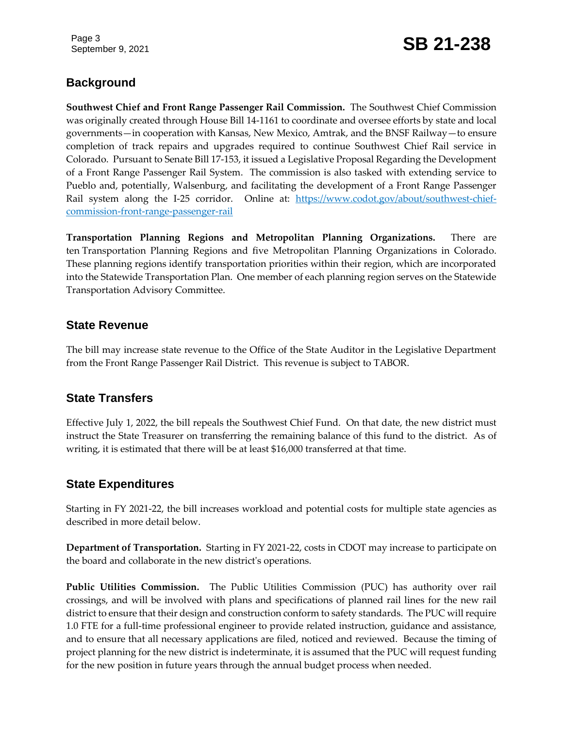## Background

**Southwest Chief and Front Range Passenger Rail Commission.** The Southwest Chief Commission was originally created through House Bill 14-1161 to coordinate and oversee efforts by state and local governments—in cooperation with Kansas, New Mexico, Amtrak, and the BNSF Railway—to ensure completion of track repairs and upgrades required to continue Southwest Chief Rail service in Colorado. Pursuant to Senate Bill 17-153, it issued a Legislative Proposal Regarding the Development of a Front Range Passenger Rail System. The commission is also tasked with extending service to Pueblo and, potentially, Walsenburg, and facilitating the development of a Front Range Passenger Rail system along the I-25 corridor. Online at: [https://www.codot.gov/about/southwest-chief-commission-front-range-passenger-rail](https://www.codot.gov/about/southwest-chief-commission-front-range-passenger-rail)

**Transportation Planning Regions and Metropolitan Planning Organizations.** There are ten Transportation Planning Regions and five Metropolitan Planning Organizations in Colorado. These planning regions identify transportation priorities within their region, which are incorporated into the Statewide Transportation Plan. One member of each planning region serves on the Statewide Transportation Advisory Committee.

## State Revenue

The bill may increase state revenue to the Office of the State Auditor in the Legislative Department from the Front Range Passenger Rail District. This revenue is subject to TABOR.

## State Transfers

Effective July 1, 2022, the bill repeals the Southwest Chief Fund. On that date, the new district must instruct the State Treasurer on transferring the remaining balance of this fund to the district. As of writing, it is estimated that there will be at least $16,000 transferred at that time.

## State Expenditures

Starting in FY 2021-22, the bill increases workload and potential costs for multiple state agencies as described in more detail below.

**Department of Transportation.** Starting in FY 2021-22, costs in CDOT may increase to participate on the board and collaborate in the new district's operations.

**Public Utilities Commission.** The Public Utilities Commission (PUC) has authority over rail crossings, and will be involved with plans and specifications of planned rail lines for the new rail district to ensure that their design and construction conform to safety standards. The PUC will require 1.0 FTE for a full-time professional engineer to provide related instruction, guidance and assistance, and to ensure that all necessary applications are filed, noticed and reviewed. Because the timing of project planning for the new district is indeterminate, it is assumed that the PUC will request funding for the new position in future years through the annual budget process when needed.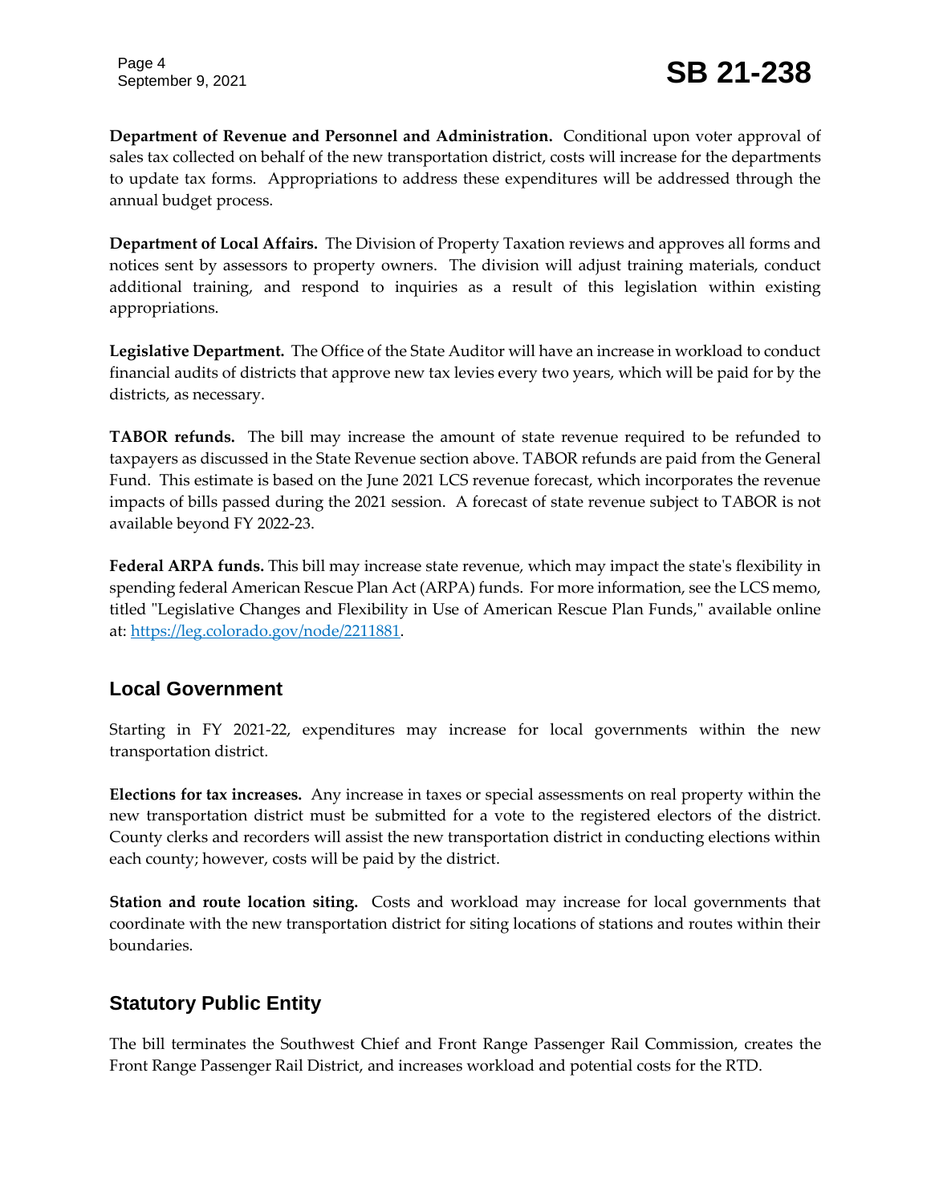**Department of Revenue and Personnel and Administration.** Conditional upon voter approval of sales tax collected on behalf of the new transportation district, costs will increase for the departments to update tax forms. Appropriations to address these expenditures will be addressed through the annual budget process.

**Department of Local Affairs.** The Division of Property Taxation reviews and approves all forms and notices sent by assessors to property owners. The division will adjust training materials, conduct additional training, and respond to inquiries as a result of this legislation within existing appropriations.

**Legislative Department.** The Office of the State Auditor will have an increase in workload to conduct financial audits of districts that approve new tax levies every two years, which will be paid for by the districts, as necessary.

**TABOR refunds.** The bill may increase the amount of state revenue required to be refunded to taxpayers as discussed in the State Revenue section above. TABOR refunds are paid from the General Fund. This estimate is based on the June 2021 LCS revenue forecast, which incorporates the revenue impacts of bills passed during the 2021 session. A forecast of state revenue subject to TABOR is not available beyond FY 2022-23.

**Federal ARPA funds.** This bill may increase state revenue, which may impact the state's flexibility in spending federal American Rescue Plan Act (ARPA) funds. For more information, see the LCS memo, titled "Legislative Changes and Flexibility in Use of American Rescue Plan Funds," available online at: [https://leg.colorado.gov/node/2211881](https://leg.colorado.gov/node/2211881).

## Local Government

Starting in FY 2021-22, expenditures may increase for local governments within the new transportation district.

**Elections for tax increases.** Any increase in taxes or special assessments on real property within the new transportation district must be submitted for a vote to the registered electors of the district. County clerks and recorders will assist the new transportation district in conducting elections within each county; however, costs will be paid by the district.

**Station and route location siting.** Costs and workload may increase for local governments that coordinate with the new transportation district for siting locations of stations and routes within their boundaries.

## Statutory Public Entity

The bill terminates the Southwest Chief and Front Range Passenger Rail Commission, creates the Front Range Passenger Rail District, and increases workload and potential costs for the RTD.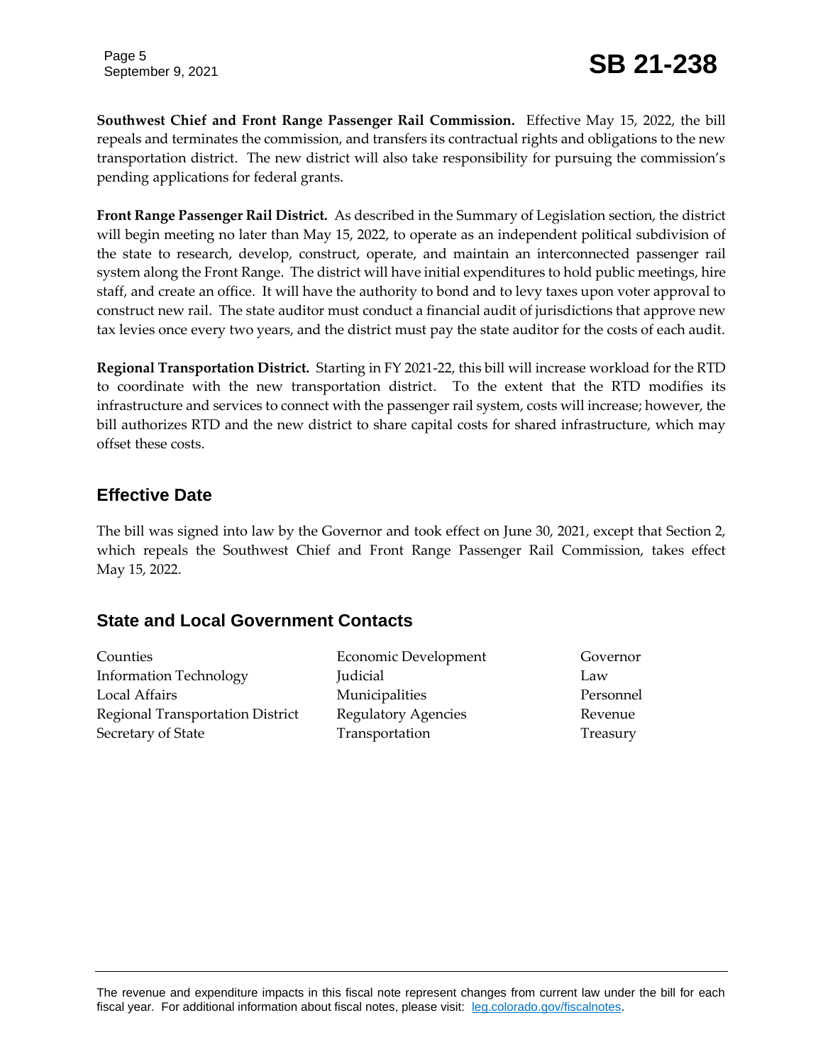**Southwest Chief and Front Range Passenger Rail Commission.** Effective May 15, 2022, the bill repeals and terminates the commission, and transfers its contractual rights and obligations to the new transportation district. The new district will also take responsibility for pursuing the commission's pending applications for federal grants.

**Front Range Passenger Rail District.** As described in the Summary of Legislation section, the district will begin meeting no later than May 15, 2022, to operate as an independent political subdivision of the state to research, develop, construct, operate, and maintain an interconnected passenger rail system along the Front Range. The district will have initial expenditures to hold public meetings, hire staff, and create an office. It will have the authority to bond and to levy taxes upon voter approval to construct new rail. The state auditor must conduct a financial audit of jurisdictions that approve new tax levies once every two years, and the district must pay the state auditor for the costs of each audit.

**Regional Transportation District.** Starting in FY 2021-22, this bill will increase workload for the RTD to coordinate with the new transportation district. To the extent that the RTD modifies its infrastructure and services to connect with the passenger rail system, costs will increase; however, the bill authorizes RTD and the new district to share capital costs for shared infrastructure, which may offset these costs.

## Effective Date

The bill was signed into law by the Governor and took effect on June 30, 2021, except that Section 2, which repeals the Southwest Chief and Front Range Passenger Rail Commission, takes effect May 15, 2022.

## State and Local Government Contacts

| | | |
|---|---|---|
| Counties | Economic Development | Governor |
| Information Technology | Judicial | Law |
| Local Affairs | Municipalities | Personnel |
| Regional Transportation District | Regulatory Agencies | Revenue |
| Secretary of State | Transportation | Treasury |

The revenue and expenditure impacts in this fiscal note represent changes from current law under the bill for each fiscal year. For additional information about fiscal notes, please visit: leg.colorado.gov/fiscalnotes.